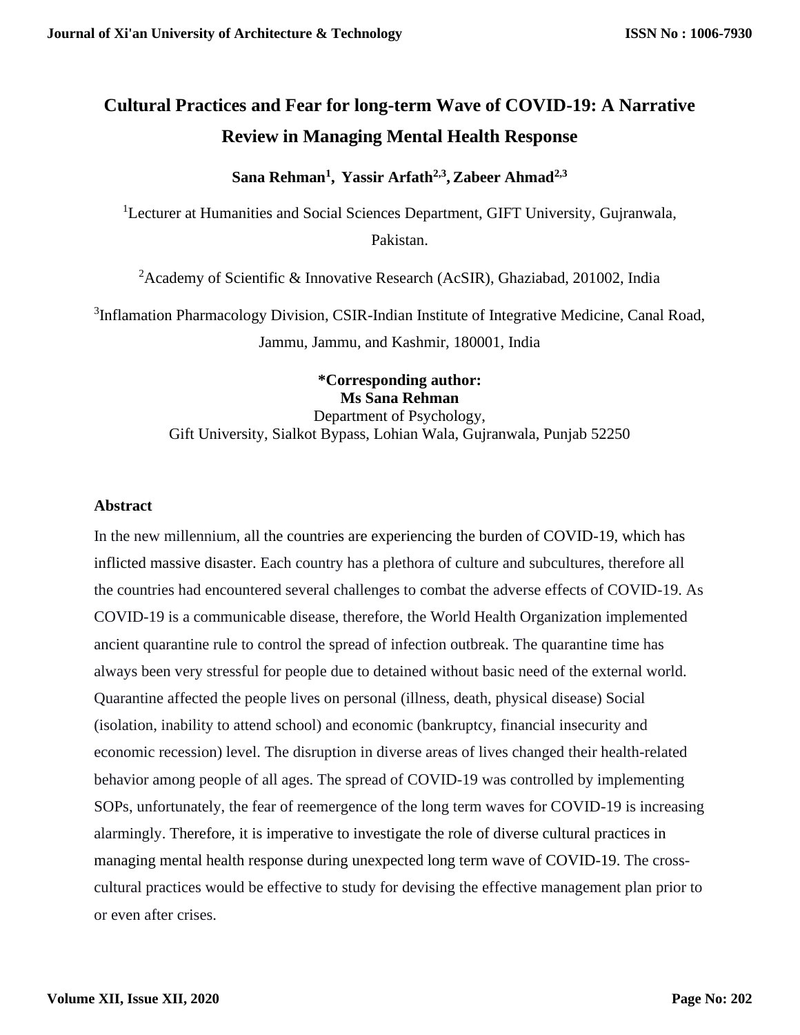# Cultural Practices and Fear for long-term Wave of COVID-19: A Narrative Review in Managing Mental Health Response

**Sana Rehman[1], Yassir Arfath[2,3], Zabeer Ahmad[2,3]**

[1]Lecturer at Humanities and Social Sciences Department, GIFT University, Gujranwala, Pakistan.

[2]Academy of Scientific & Innovative Research (AcSIR), Ghaziabad, 201002, India

[3]Inflamation Pharmacology Division, CSIR-Indian Institute of Integrative Medicine, Canal Road, Jammu, Jammu, and Kashmir, 180001, India

**\*Corresponding author:**
**Ms Sana Rehman**
Department of Psychology,
Gift University, Sialkot Bypass, Lohian Wala, Gujranwala, Punjab 52250

## Abstract

In the new millennium, all the countries are experiencing the burden of COVID-19, which has inflicted massive disaster. Each country has a plethora of culture and subcultures, therefore all the countries had encountered several challenges to combat the adverse effects of COVID-19. As COVID-19 is a communicable disease, therefore, the World Health Organization implemented ancient quarantine rule to control the spread of infection outbreak. The quarantine time has always been very stressful for people due to detained without basic need of the external world. Quarantine affected the people lives on personal (illness, death, physical disease) Social (isolation, inability to attend school) and economic (bankruptcy, financial insecurity and economic recession) level. The disruption in diverse areas of lives changed their health-related behavior among people of all ages. The spread of COVID-19 was controlled by implementing SOPs, unfortunately, the fear of reemergence of the long term waves for COVID-19 is increasing alarmingly. Therefore, it is imperative to investigate the role of diverse cultural practices in managing mental health response during unexpected long term wave of COVID-19. The cross-cultural practices would be effective to study for devising the effective management plan prior to or even after crises.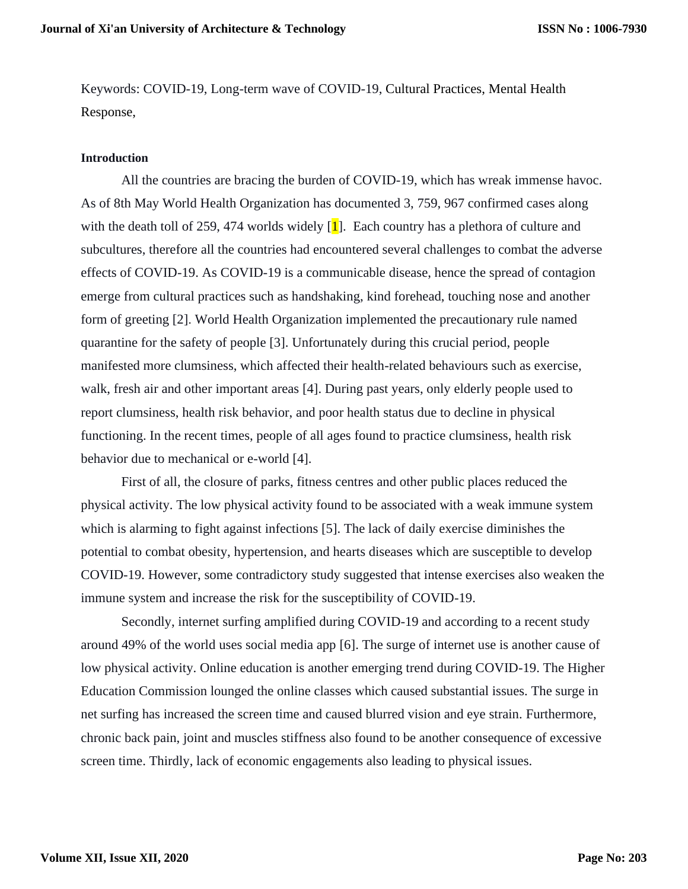Keywords: COVID-19, Long-term wave of COVID-19, Cultural Practices, Mental Health Response,

**Introduction**

All the countries are bracing the burden of COVID-19, which has wreak immense havoc. As of 8th May World Health Organization has documented 3, 759, 967 confirmed cases along with the death toll of 259, 474 worlds widely [1]. Each country has a plethora of culture and subcultures, therefore all the countries had encountered several challenges to combat the adverse effects of COVID-19. As COVID-19 is a communicable disease, hence the spread of contagion emerge from cultural practices such as handshaking, kind forehead, touching nose and another form of greeting [2]. World Health Organization implemented the precautionary rule named quarantine for the safety of people [3]. Unfortunately during this crucial period, people manifested more clumsiness, which affected their health-related behaviours such as exercise, walk, fresh air and other important areas [4]. During past years, only elderly people used to report clumsiness, health risk behavior, and poor health status due to decline in physical functioning. In the recent times, people of all ages found to practice clumsiness, health risk behavior due to mechanical or e-world [4].

First of all, the closure of parks, fitness centres and other public places reduced the physical activity. The low physical activity found to be associated with a weak immune system which is alarming to fight against infections [5]. The lack of daily exercise diminishes the potential to combat obesity, hypertension, and hearts diseases which are susceptible to develop COVID-19. However, some contradictory study suggested that intense exercises also weaken the immune system and increase the risk for the susceptibility of COVID-19.

Secondly, internet surfing amplified during COVID-19 and according to a recent study around 49% of the world uses social media app [6]. The surge of internet use is another cause of low physical activity. Online education is another emerging trend during COVID-19. The Higher Education Commission lounged the online classes which caused substantial issues. The surge in net surfing has increased the screen time and caused blurred vision and eye strain. Furthermore, chronic back pain, joint and muscles stiffness also found to be another consequence of excessive screen time. Thirdly, lack of economic engagements also leading to physical issues.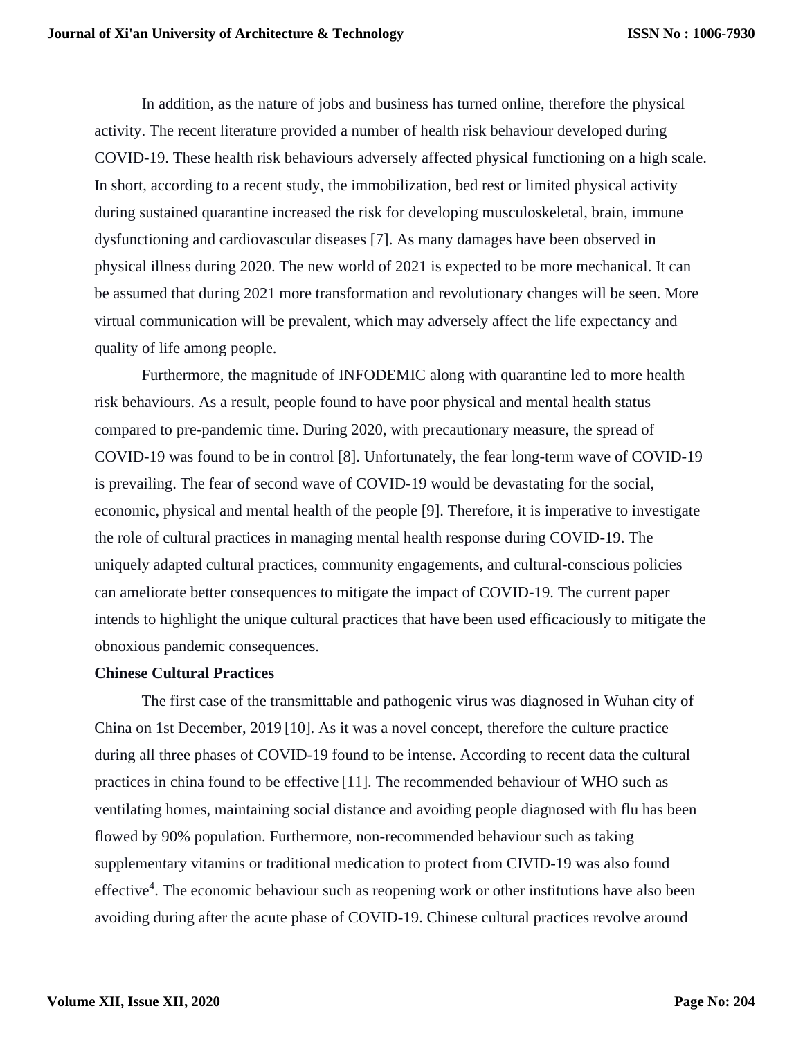In addition, as the nature of jobs and business has turned online, therefore the physical activity. The recent literature provided a number of health risk behaviour developed during COVID-19. These health risk behaviours adversely affected physical functioning on a high scale. In short, according to a recent study, the immobilization, bed rest or limited physical activity during sustained quarantine increased the risk for developing musculoskeletal, brain, immune dysfunctioning and cardiovascular diseases [7]. As many damages have been observed in physical illness during 2020. The new world of 2021 is expected to be more mechanical. It can be assumed that during 2021 more transformation and revolutionary changes will be seen. More virtual communication will be prevalent, which may adversely affect the life expectancy and quality of life among people.

Furthermore, the magnitude of INFODEMIC along with quarantine led to more health risk behaviours. As a result, people found to have poor physical and mental health status compared to pre-pandemic time. During 2020, with precautionary measure, the spread of COVID-19 was found to be in control [8]. Unfortunately, the fear long-term wave of COVID-19 is prevailing. The fear of second wave of COVID-19 would be devastating for the social, economic, physical and mental health of the people [9]. Therefore, it is imperative to investigate the role of cultural practices in managing mental health response during COVID-19. The uniquely adapted cultural practices, community engagements, and cultural-conscious policies can ameliorate better consequences to mitigate the impact of COVID-19. The current paper intends to highlight the unique cultural practices that have been used efficaciously to mitigate the obnoxious pandemic consequences.

**Chinese Cultural Practices**

The first case of the transmittable and pathogenic virus was diagnosed in Wuhan city of China on 1st December, 2019 [10]. As it was a novel concept, therefore the culture practice during all three phases of COVID-19 found to be intense. According to recent data the cultural practices in china found to be effective [11]. The recommended behaviour of WHO such as ventilating homes, maintaining social distance and avoiding people diagnosed with flu has been flowed by 90% population. Furthermore, non-recommended behaviour such as taking supplementary vitamins or traditional medication to protect from CIVID-19 was also found effective[4]. The economic behaviour such as reopening work or other institutions have also been avoiding during after the acute phase of COVID-19. Chinese cultural practices revolve around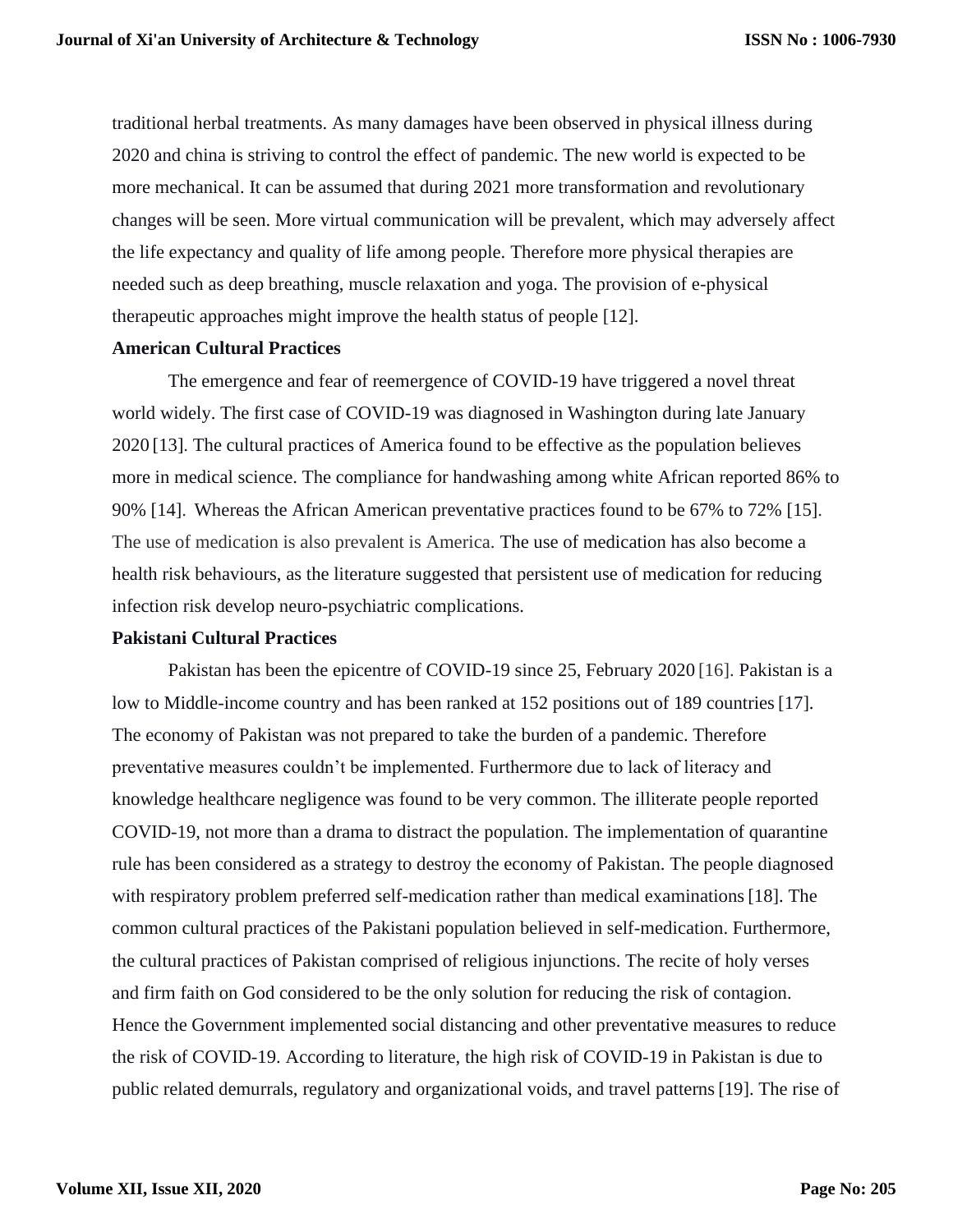traditional herbal treatments. As many damages have been observed in physical illness during 2020 and china is striving to control the effect of pandemic. The new world is expected to be more mechanical. It can be assumed that during 2021 more transformation and revolutionary changes will be seen. More virtual communication will be prevalent, which may adversely affect the life expectancy and quality of life among people. Therefore more physical therapies are needed such as deep breathing, muscle relaxation and yoga. The provision of e-physical therapeutic approaches might improve the health status of people [12].

**American Cultural Practices**

The emergence and fear of reemergence of COVID-19 have triggered a novel threat world widely. The first case of COVID-19 was diagnosed in Washington during late January 2020 [13]. The cultural practices of America found to be effective as the population believes more in medical science. The compliance for handwashing among white African reported 86% to 90% [14]. Whereas the African American preventative practices found to be 67% to 72% [15]. The use of medication is also prevalent is America. The use of medication has also become a health risk behaviours, as the literature suggested that persistent use of medication for reducing infection risk develop neuro-psychiatric complications.

**Pakistani Cultural Practices**

Pakistan has been the epicentre of COVID-19 since 25, February 2020 [16]. Pakistan is a low to Middle-income country and has been ranked at 152 positions out of 189 countries [17]. The economy of Pakistan was not prepared to take the burden of a pandemic. Therefore preventative measures couldn't be implemented. Furthermore due to lack of literacy and knowledge healthcare negligence was found to be very common. The illiterate people reported COVID-19, not more than a drama to distract the population. The implementation of quarantine rule has been considered as a strategy to destroy the economy of Pakistan. The people diagnosed with respiratory problem preferred self-medication rather than medical examinations [18]. The common cultural practices of the Pakistani population believed in self-medication. Furthermore, the cultural practices of Pakistan comprised of religious injunctions. The recite of holy verses and firm faith on God considered to be the only solution for reducing the risk of contagion. Hence the Government implemented social distancing and other preventative measures to reduce the risk of COVID-19. According to literature, the high risk of COVID-19 in Pakistan is due to public related demurrals, regulatory and organizational voids, and travel patterns [19]. The rise of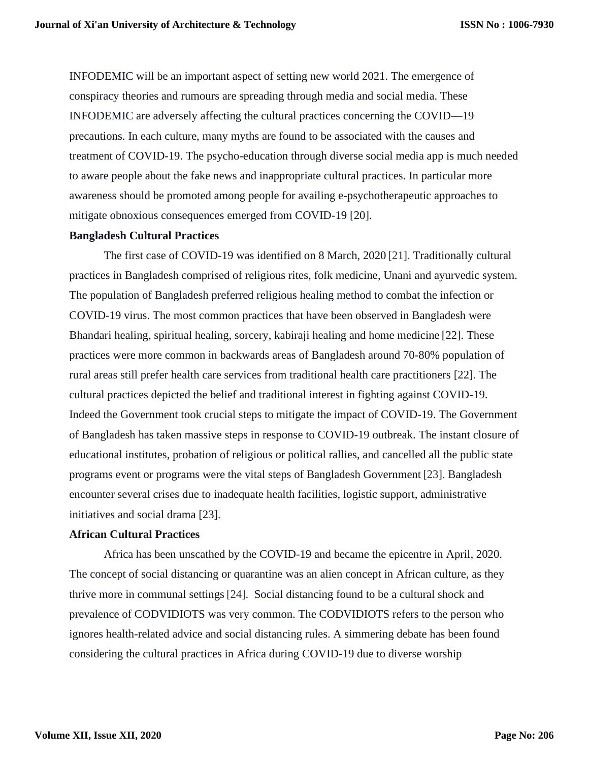INFODEMIC will be an important aspect of setting new world 2021. The emergence of conspiracy theories and rumours are spreading through media and social media. These INFODEMIC are adversely affecting the cultural practices concerning the COVID—19 precautions. In each culture, many myths are found to be associated with the causes and treatment of COVID-19. The psycho-education through diverse social media app is much needed to aware people about the fake news and inappropriate cultural practices. In particular more awareness should be promoted among people for availing e-psychotherapeutic approaches to mitigate obnoxious consequences emerged from COVID-19 [20].

**Bangladesh Cultural Practices**

The first case of COVID-19 was identified on 8 March, 2020 [21]. Traditionally cultural practices in Bangladesh comprised of religious rites, folk medicine, Unani and ayurvedic system. The population of Bangladesh preferred religious healing method to combat the infection or COVID-19 virus. The most common practices that have been observed in Bangladesh were Bhandari healing, spiritual healing, sorcery, kabiraji healing and home medicine [22]. These practices were more common in backwards areas of Bangladesh around 70-80% population of rural areas still prefer health care services from traditional health care practitioners [22]. The cultural practices depicted the belief and traditional interest in fighting against COVID-19. Indeed the Government took crucial steps to mitigate the impact of COVID-19. The Government of Bangladesh has taken massive steps in response to COVID-19 outbreak. The instant closure of educational institutes, probation of religious or political rallies, and cancelled all the public state programs event or programs were the vital steps of Bangladesh Government [23]. Bangladesh encounter several crises due to inadequate health facilities, logistic support, administrative initiatives and social drama [23].

**African Cultural Practices**

Africa has been unscathed by the COVID-19 and became the epicentre in April, 2020. The concept of social distancing or quarantine was an alien concept in African culture, as they thrive more in communal settings [24]. Social distancing found to be a cultural shock and prevalence of CODVIDIOTS was very common. The CODVIDIOTS refers to the person who ignores health-related advice and social distancing rules. A simmering debate has been found considering the cultural practices in Africa during COVID-19 due to diverse worship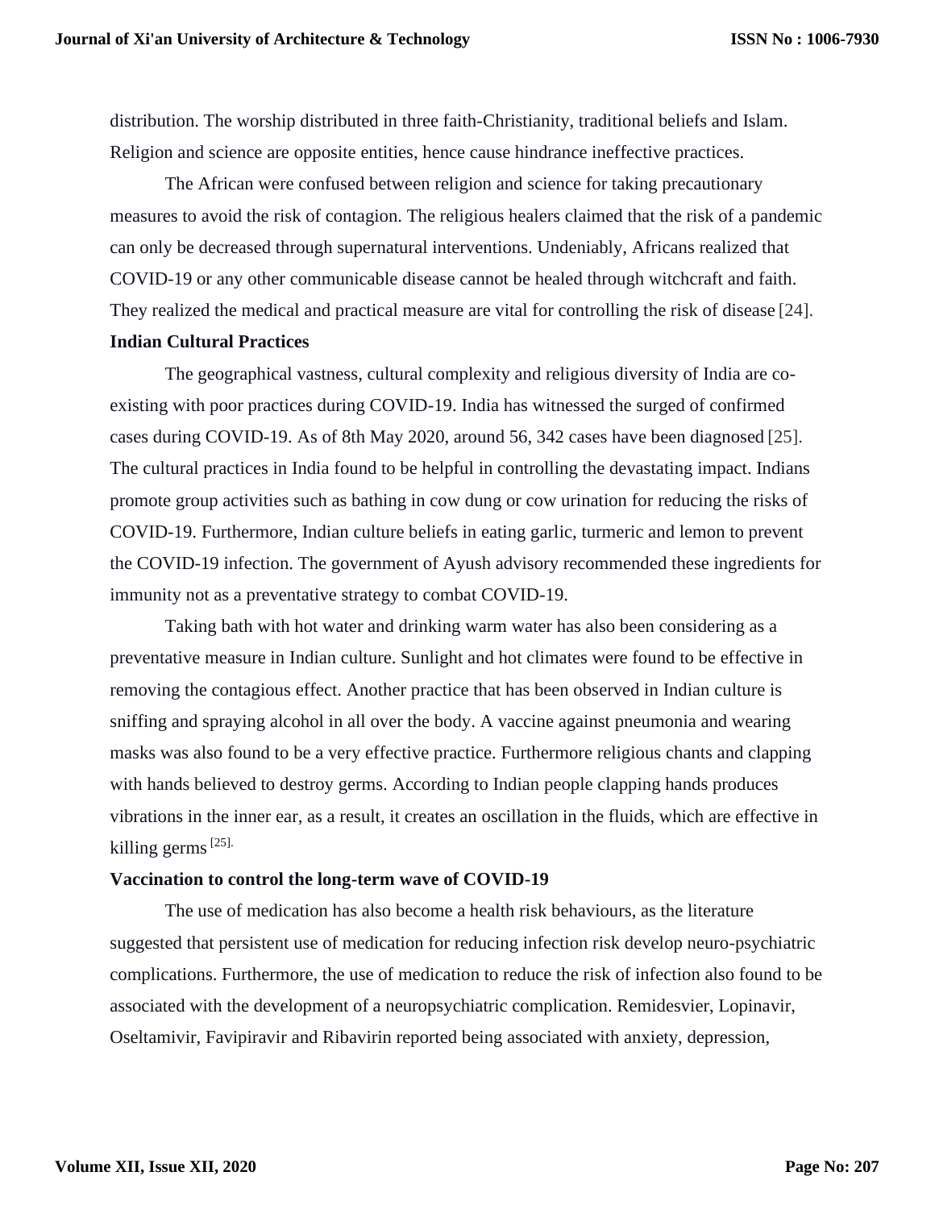distribution. The worship distributed in three faith-Christianity, traditional beliefs and Islam. Religion and science are opposite entities, hence cause hindrance ineffective practices.

The African were confused between religion and science for taking precautionary measures to avoid the risk of contagion. The religious healers claimed that the risk of a pandemic can only be decreased through supernatural interventions. Undeniably, Africans realized that COVID-19 or any other communicable disease cannot be healed through witchcraft and faith. They realized the medical and practical measure are vital for controlling the risk of disease [24].

**Indian Cultural Practices**

The geographical vastness, cultural complexity and religious diversity of India are co-existing with poor practices during COVID-19. India has witnessed the surged of confirmed cases during COVID-19. As of 8th May 2020, around 56, 342 cases have been diagnosed [25]. The cultural practices in India found to be helpful in controlling the devastating impact. Indians promote group activities such as bathing in cow dung or cow urination for reducing the risks of COVID-19. Furthermore, Indian culture beliefs in eating garlic, turmeric and lemon to prevent the COVID-19 infection. The government of Ayush advisory recommended these ingredients for immunity not as a preventative strategy to combat COVID-19.

Taking bath with hot water and drinking warm water has also been considering as a preventative measure in Indian culture. Sunlight and hot climates were found to be effective in removing the contagious effect. Another practice that has been observed in Indian culture is sniffing and spraying alcohol in all over the body. A vaccine against pneumonia and wearing masks was also found to be a very effective practice. Furthermore religious chants and clapping with hands believed to destroy germs. According to Indian people clapping hands produces vibrations in the inner ear, as a result, it creates an oscillation in the fluids, which are effective in killing germs [25].

**Vaccination to control the long-term wave of COVID-19**

The use of medication has also become a health risk behaviours, as the literature suggested that persistent use of medication for reducing infection risk develop neuro-psychiatric complications. Furthermore, the use of medication to reduce the risk of infection also found to be associated with the development of a neuropsychiatric complication. Remidesvier, Lopinavir, Oseltamivir, Favipiravir and Ribavirin reported being associated with anxiety, depression,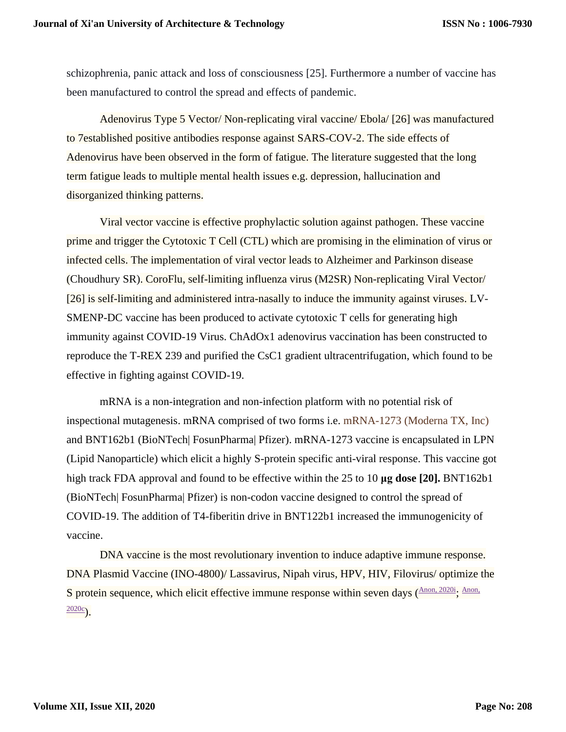schizophrenia, panic attack and loss of consciousness [25]. Furthermore a number of vaccine has been manufactured to control the spread and effects of pandemic.

Adenovirus Type 5 Vector/ Non-replicating viral vaccine/ Ebola/ [26] was manufactured to 7established positive antibodies response against SARS-COV-2. The side effects of Adenovirus have been observed in the form of fatigue. The literature suggested that the long term fatigue leads to multiple mental health issues e.g. depression, hallucination and disorganized thinking patterns.

Viral vector vaccine is effective prophylactic solution against pathogen. These vaccine prime and trigger the Cytotoxic T Cell (CTL) which are promising in the elimination of virus or infected cells. The implementation of viral vector leads to Alzheimer and Parkinson disease (Choudhury SR). CoroFlu, self-limiting influenza virus (M2SR) Non-replicating Viral Vector/ [26] is self-limiting and administered intra-nasally to induce the immunity against viruses. LV-SMENP-DC vaccine has been produced to activate cytotoxic T cells for generating high immunity against COVID-19 Virus. ChAdOx1 adenovirus vaccination has been constructed to reproduce the T-REX 239 and purified the CsC1 gradient ultracentrifugation, which found to be effective in fighting against COVID-19.

mRNA is a non-integration and non-infection platform with no potential risk of inspectional mutagenesis. mRNA comprised of two forms i.e. mRNA-1273 (Moderna TX, Inc) and BNT162b1 (BioNTech| FosunPharma| Pfizer). mRNA-1273 vaccine is encapsulated in LPN (Lipid Nanoparticle) which elicit a highly S-protein specific anti-viral response. This vaccine got high track FDA approval and found to be effective within the 25 to 10 **µg dose [20].** BNT162b1 (BioNTech| FosunPharma| Pfizer) is non-codon vaccine designed to control the spread of COVID-19. The addition of T4-fiberitin drive in BNT122b1 increased the immunogenicity of vaccine.

DNA vaccine is the most revolutionary invention to induce adaptive immune response. DNA Plasmid Vaccine (INO-4800)/ Lassavirus, Nipah virus, HPV, HIV, Filovirus/ optimize the S protein sequence, which elicit effective immune response within seven days (Anon, 2020i; Anon, 2020c).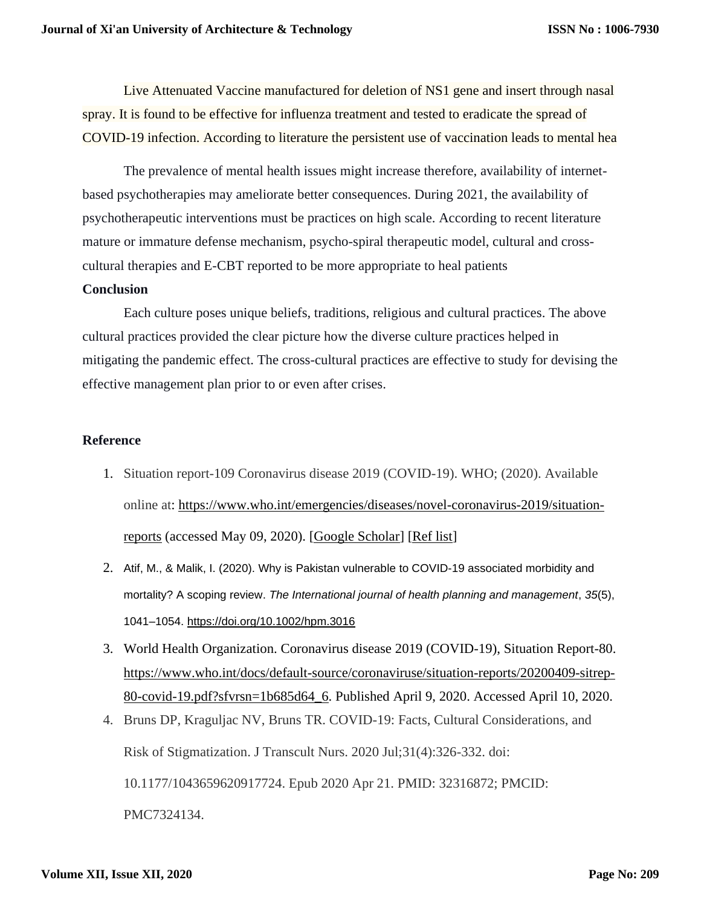Live Attenuated Vaccine manufactured for deletion of NS1 gene and insert through nasal spray. It is found to be effective for influenza treatment and tested to eradicate the spread of COVID-19 infection. According to literature the persistent use of vaccination leads to mental hea

The prevalence of mental health issues might increase therefore, availability of internet-based psychotherapies may ameliorate better consequences. During 2021, the availability of psychotherapeutic interventions must be practices on high scale. According to recent literature mature or immature defense mechanism, psycho-spiral therapeutic model, cultural and cross-cultural therapies and E-CBT reported to be more appropriate to heal patients

**Conclusion**

Each culture poses unique beliefs, traditions, religious and cultural practices. The above cultural practices provided the clear picture how the diverse culture practices helped in mitigating the pandemic effect. The cross-cultural practices are effective to study for devising the effective management plan prior to or even after crises.

**Reference**

1. Situation report-109 Coronavirus disease 2019 (COVID-19). WHO; (2020). Available online at: https://www.who.int/emergencies/diseases/novel-coronavirus-2019/situation-reports (accessed May 09, 2020). [Google Scholar] [Ref list]
2. Atif, M., & Malik, I. (2020). Why is Pakistan vulnerable to COVID-19 associated morbidity and mortality? A scoping review. *The International journal of health planning and management*, *35*(5), 1041–1054. https://doi.org/10.1002/hpm.3016
3. World Health Organization. Coronavirus disease 2019 (COVID-19), Situation Report-80. https://www.who.int/docs/default-source/coronaviruse/situation-reports/20200409-sitrep-80-covid-19.pdf?sfvrsn=1b685d64_6. Published April 9, 2020. Accessed April 10, 2020.
4. Bruns DP, Kraguljac NV, Bruns TR. COVID-19: Facts, Cultural Considerations, and Risk of Stigmatization. J Transcult Nurs. 2020 Jul;31(4):326-332. doi: 10.1177/1043659620917724. Epub 2020 Apr 21. PMID: 32316872; PMCID: PMC7324134.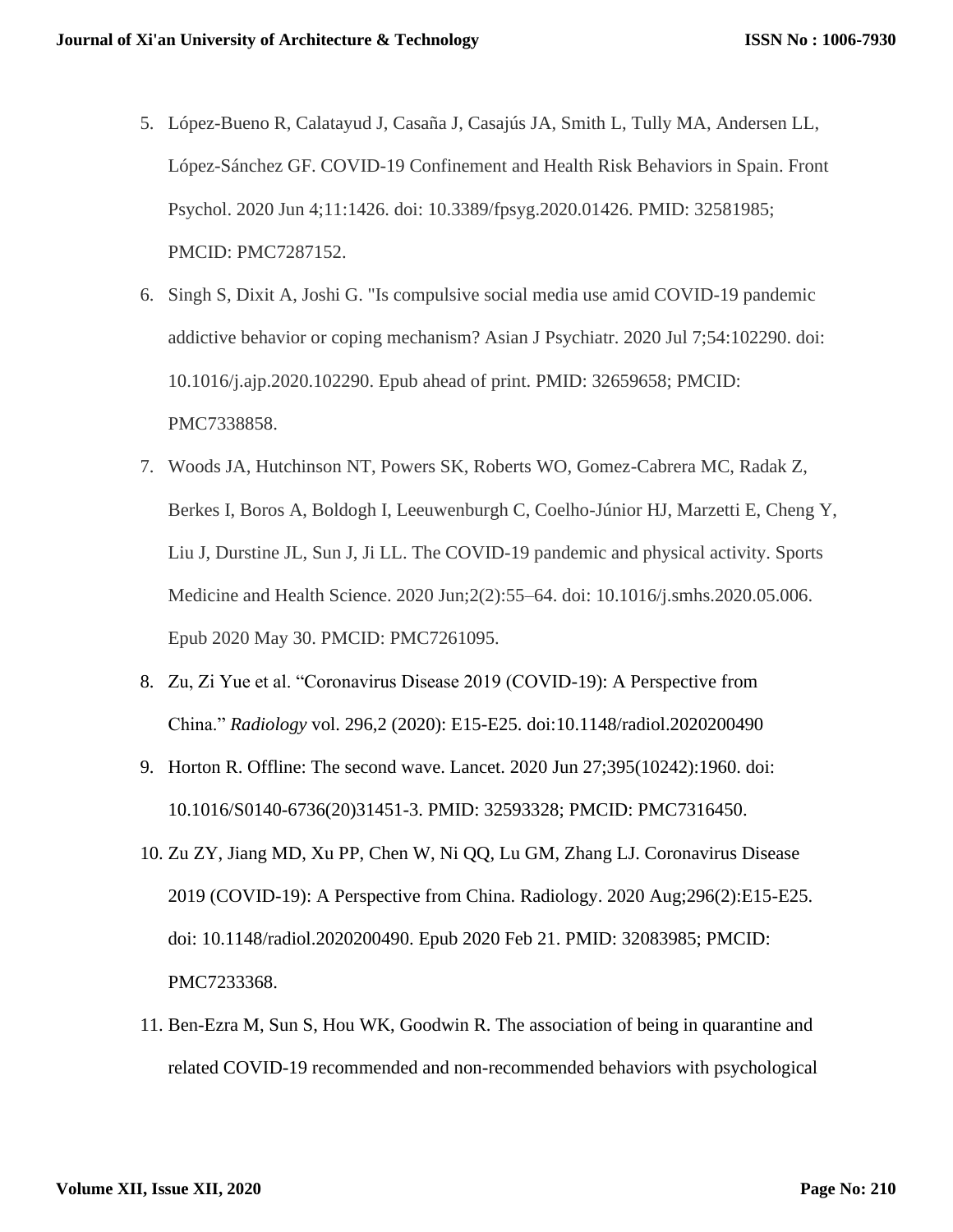5. López-Bueno R, Calatayud J, Casaña J, Casajús JA, Smith L, Tully MA, Andersen LL, López-Sánchez GF. COVID-19 Confinement and Health Risk Behaviors in Spain. Front Psychol. 2020 Jun 4;11:1426. doi: 10.3389/fpsyg.2020.01426. PMID: 32581985; PMCID: PMC7287152.
6. Singh S, Dixit A, Joshi G. "Is compulsive social media use amid COVID-19 pandemic addictive behavior or coping mechanism? Asian J Psychiatr. 2020 Jul 7;54:102290. doi: 10.1016/j.ajp.2020.102290. Epub ahead of print. PMID: 32659658; PMCID: PMC7338858.
7. Woods JA, Hutchinson NT, Powers SK, Roberts WO, Gomez-Cabrera MC, Radak Z, Berkes I, Boros A, Boldogh I, Leeuwenburgh C, Coelho-Júnior HJ, Marzetti E, Cheng Y, Liu J, Durstine JL, Sun J, Ji LL. The COVID-19 pandemic and physical activity. Sports Medicine and Health Science. 2020 Jun;2(2):55–64. doi: 10.1016/j.smhs.2020.05.006. Epub 2020 May 30. PMCID: PMC7261095.
8. Zu, Zi Yue et al. "Coronavirus Disease 2019 (COVID-19): A Perspective from China." *Radiology* vol. 296,2 (2020): E15-E25. doi:10.1148/radiol.2020200490
9. Horton R. Offline: The second wave. Lancet. 2020 Jun 27;395(10242):1960. doi: 10.1016/S0140-6736(20)31451-3. PMID: 32593328; PMCID: PMC7316450.
10. Zu ZY, Jiang MD, Xu PP, Chen W, Ni QQ, Lu GM, Zhang LJ. Coronavirus Disease 2019 (COVID-19): A Perspective from China. Radiology. 2020 Aug;296(2):E15-E25. doi: 10.1148/radiol.2020200490. Epub 2020 Feb 21. PMID: 32083985; PMCID: PMC7233368.
11. Ben-Ezra M, Sun S, Hou WK, Goodwin R. The association of being in quarantine and related COVID-19 recommended and non-recommended behaviors with psychological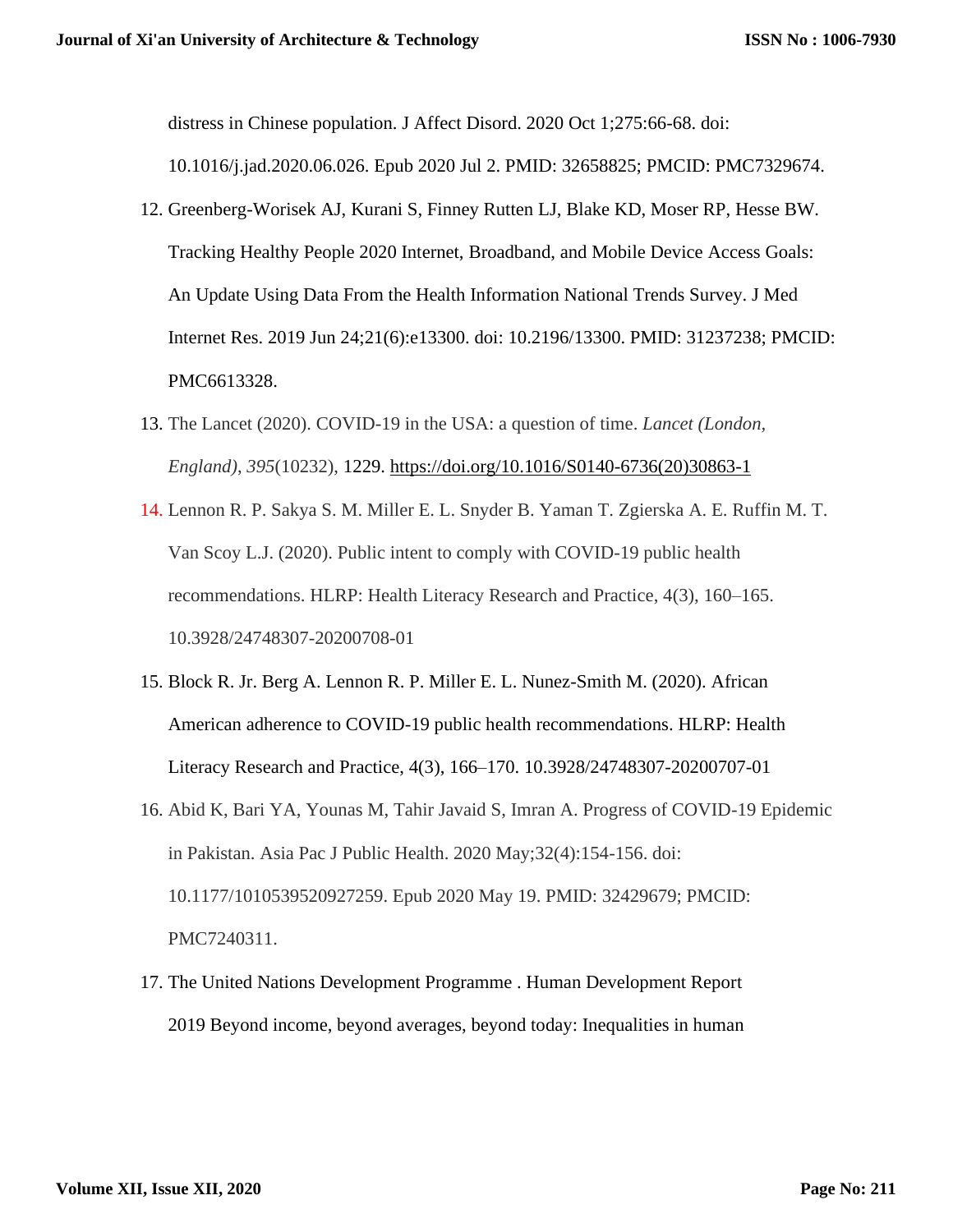distress in Chinese population. J Affect Disord. 2020 Oct 1;275:66-68. doi: 10.1016/j.jad.2020.06.026. Epub 2020 Jul 2. PMID: 32658825; PMCID: PMC7329674.

12. Greenberg-Worisek AJ, Kurani S, Finney Rutten LJ, Blake KD, Moser RP, Hesse BW. Tracking Healthy People 2020 Internet, Broadband, and Mobile Device Access Goals: An Update Using Data From the Health Information National Trends Survey. J Med Internet Res. 2019 Jun 24;21(6):e13300. doi: 10.2196/13300. PMID: 31237238; PMCID: PMC6613328.
13. The Lancet (2020). COVID-19 in the USA: a question of time. *Lancet (London, England)*, *395*(10232), 1229. https://doi.org/10.1016/S0140-6736(20)30863-1
14. Lennon R. P. Sakya S. M. Miller E. L. Snyder B. Yaman T. Zgierska A. E. Ruffin M. T. Van Scoy L.J. (2020). Public intent to comply with COVID-19 public health recommendations. HLRP: Health Literacy Research and Practice, 4(3), 160–165. 10.3928/24748307-20200708-01
15. Block R. Jr. Berg A. Lennon R. P. Miller E. L. Nunez-Smith M. (2020). African American adherence to COVID-19 public health recommendations. HLRP: Health Literacy Research and Practice, 4(3), 166–170. 10.3928/24748307-20200707-01
16. Abid K, Bari YA, Younas M, Tahir Javaid S, Imran A. Progress of COVID-19 Epidemic in Pakistan. Asia Pac J Public Health. 2020 May;32(4):154-156. doi: 10.1177/1010539520927259. Epub 2020 May 19. PMID: 32429679; PMCID: PMC7240311.
17. The United Nations Development Programme . Human Development Report 2019 Beyond income, beyond averages, beyond today: Inequalities in human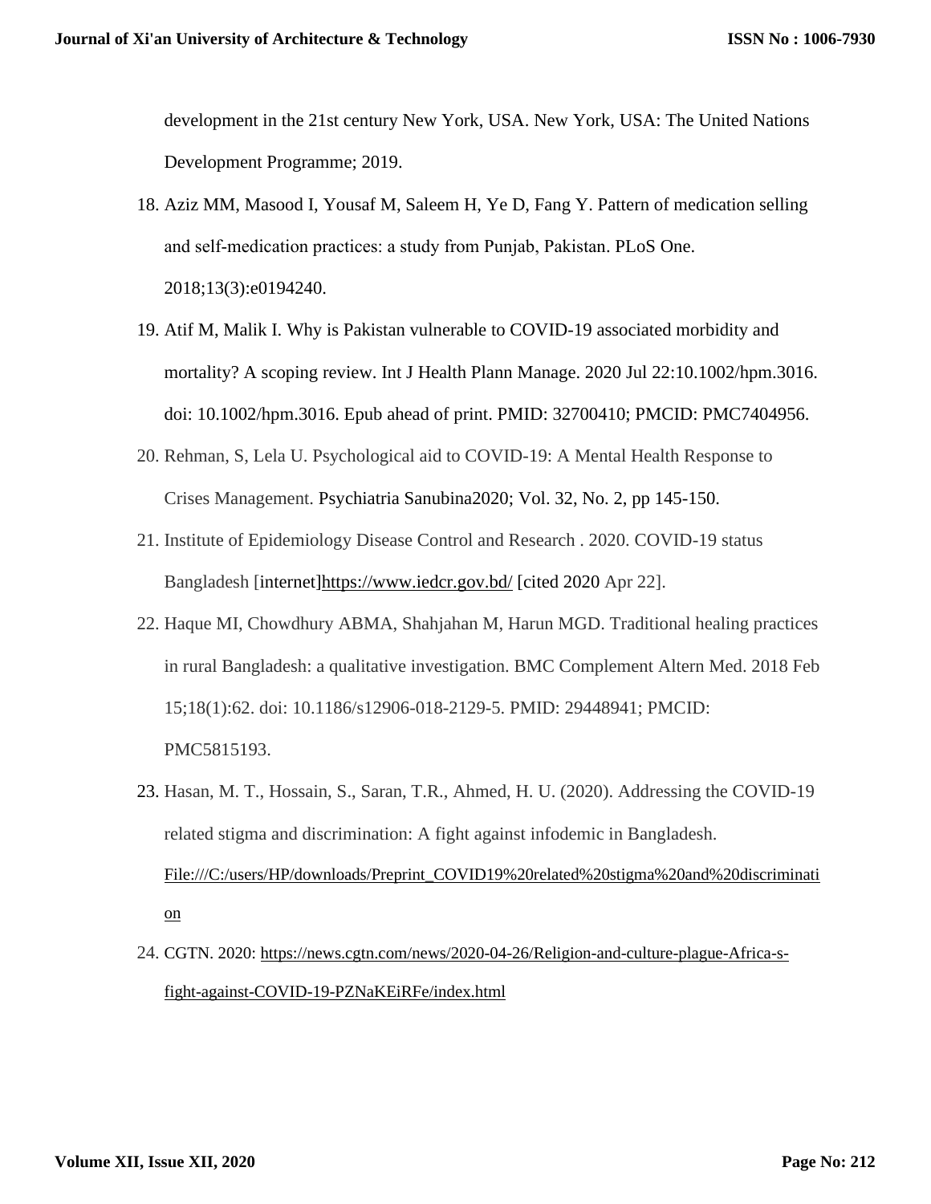development in the 21st century New York, USA. New York, USA: The United Nations Development Programme; 2019.

18. Aziz MM, Masood I, Yousaf M, Saleem H, Ye D, Fang Y. Pattern of medication selling and self-medication practices: a study from Punjab, Pakistan. PLoS One. 2018;13(3):e0194240.
19. Atif M, Malik I. Why is Pakistan vulnerable to COVID-19 associated morbidity and mortality? A scoping review. Int J Health Plann Manage. 2020 Jul 22:10.1002/hpm.3016. doi: 10.1002/hpm.3016. Epub ahead of print. PMID: 32700410; PMCID: PMC7404956.
20. Rehman, S, Lela U. Psychological aid to COVID-19: A Mental Health Response to Crises Management. Psychiatria Sanubina2020; Vol. 32, No. 2, pp 145-150.
21. Institute of Epidemiology Disease Control and Research . 2020. COVID-19 status Bangladesh [internet]https://www.iedcr.gov.bd/ [cited 2020 Apr 22].
22. Haque MI, Chowdhury ABMA, Shahjahan M, Harun MGD. Traditional healing practices in rural Bangladesh: a qualitative investigation. BMC Complement Altern Med. 2018 Feb 15;18(1):62. doi: 10.1186/s12906-018-2129-5. PMID: 29448941; PMCID: PMC5815193.
23. Hasan, M. T., Hossain, S., Saran, T.R., Ahmed, H. U. (2020). Addressing the COVID-19 related stigma and discrimination: A fight against infodemic in Bangladesh. File:///C:/users/HP/downloads/Preprint_COVID19%20related%20stigma%20and%20discrimination
24. CGTN. 2020: https://news.cgtn.com/news/2020-04-26/Religion-and-culture-plague-Africa-s-fight-against-COVID-19-PZNaKEiRFe/index.html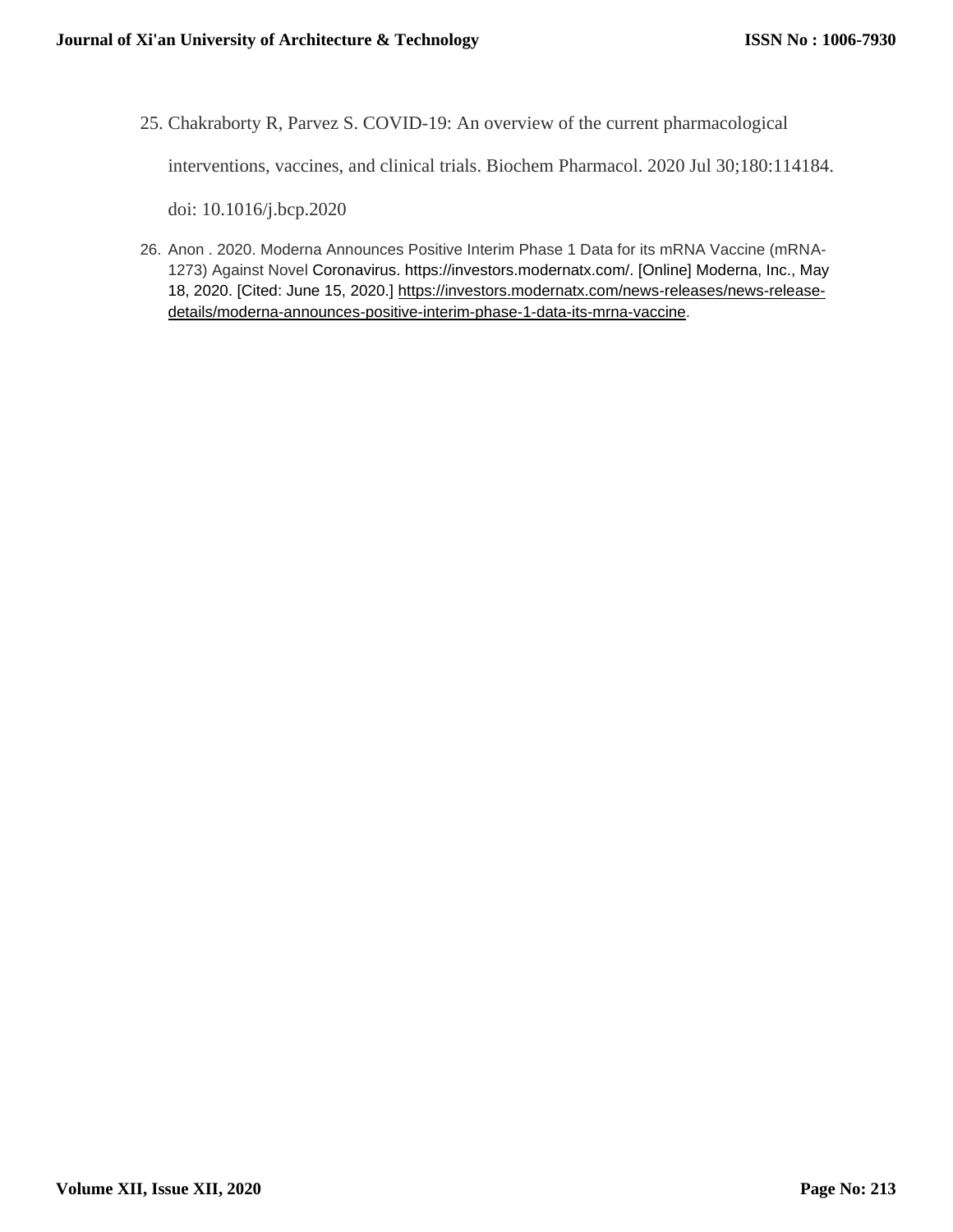25. Chakraborty R, Parvez S. COVID-19: An overview of the current pharmacological interventions, vaccines, and clinical trials. Biochem Pharmacol. 2020 Jul 30;180:114184. doi: 10.1016/j.bcp.2020

26. Anon . 2020. Moderna Announces Positive Interim Phase 1 Data for its mRNA Vaccine (mRNA-1273) Against Novel Coronavirus. https://investors.modernatx.com/. [Online] Moderna, Inc., May 18, 2020. [Cited: June 15, 2020.] https://investors.modernatx.com/news-releases/news-release-details/moderna-announces-positive-interim-phase-1-data-its-mrna-vaccine.